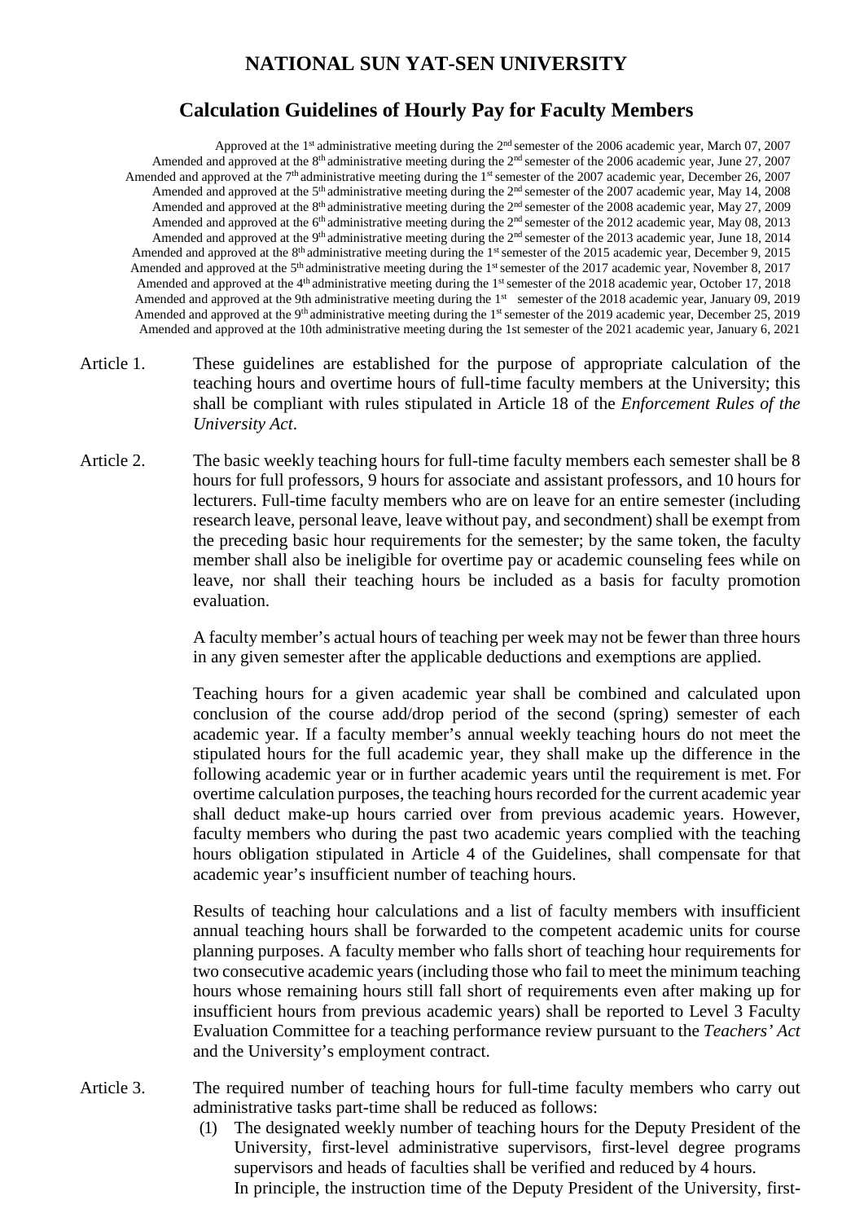# NATIONAL SUN YAT-SEN UNIVERSITY

## Calculation Guidelines of Hourly Pay for Faculty Members

Approved at the 1st administrative meeting during the 2nd semester of the 2006 academic year, March 07, 2007
Amended and approved at the 8th administrative meeting during the 2nd semester of the 2006 academic year, June 27, 2007
Amended and approved at the 7th administrative meeting during the 1st semester of the 2007 academic year, December 26, 2007
Amended and approved at the 5th administrative meeting during the 2nd semester of the 2007 academic year, May 14, 2008
Amended and approved at the 8th administrative meeting during the 2nd semester of the 2008 academic year, May 27, 2009
Amended and approved at the 6th administrative meeting during the 2nd semester of the 2012 academic year, May 08, 2013
Amended and approved at the 9th administrative meeting during the 2nd semester of the 2013 academic year, June 18, 2014
Amended and approved at the 8th administrative meeting during the 1st semester of the 2015 academic year, December 9, 2015
Amended and approved at the 5th administrative meeting during the 1st semester of the 2017 academic year, November 8, 2017
Amended and approved at the 4th administrative meeting during the 1st semester of the 2018 academic year, October 17, 2018
Amended and approved at the 9th administrative meeting during the 1st semester of the 2018 academic year, January 09, 2019
Amended and approved at the 9th administrative meeting during the 1st semester of the 2019 academic year, December 25, 2019
Amended and approved at the 10th administrative meeting during the 1st semester of the 2021 academic year, January 6, 2021

Article 1. These guidelines are established for the purpose of appropriate calculation of the teaching hours and overtime hours of full-time faculty members at the University; this shall be compliant with rules stipulated in Article 18 of the *Enforcement Rules of the University Act*.

Article 2. The basic weekly teaching hours for full-time faculty members each semester shall be 8 hours for full professors, 9 hours for associate and assistant professors, and 10 hours for lecturers. Full-time faculty members who are on leave for an entire semester (including research leave, personal leave, leave without pay, and secondment) shall be exempt from the preceding basic hour requirements for the semester; by the same token, the faculty member shall also be ineligible for overtime pay or academic counseling fees while on leave, nor shall their teaching hours be included as a basis for faculty promotion evaluation.

A faculty member's actual hours of teaching per week may not be fewer than three hours in any given semester after the applicable deductions and exemptions are applied.

Teaching hours for a given academic year shall be combined and calculated upon conclusion of the course add/drop period of the second (spring) semester of each academic year. If a faculty member's annual weekly teaching hours do not meet the stipulated hours for the full academic year, they shall make up the difference in the following academic year or in further academic years until the requirement is met. For overtime calculation purposes, the teaching hours recorded for the current academic year shall deduct make-up hours carried over from previous academic years. However, faculty members who during the past two academic years complied with the teaching hours obligation stipulated in Article 4 of the Guidelines, shall compensate for that academic year's insufficient number of teaching hours.

Results of teaching hour calculations and a list of faculty members with insufficient annual teaching hours shall be forwarded to the competent academic units for course planning purposes. A faculty member who falls short of teaching hour requirements for two consecutive academic years (including those who fail to meet the minimum teaching hours whose remaining hours still fall short of requirements even after making up for insufficient hours from previous academic years) shall be reported to Level 3 Faculty Evaluation Committee for a teaching performance review pursuant to the *Teachers' Act* and the University's employment contract.

Article 3. The required number of teaching hours for full-time faculty members who carry out administrative tasks part-time shall be reduced as follows:

(1) The designated weekly number of teaching hours for the Deputy President of the University, first-level administrative supervisors, first-level degree programs supervisors and heads of faculties shall be verified and reduced by 4 hours.
In principle, the instruction time of the Deputy President of the University, first-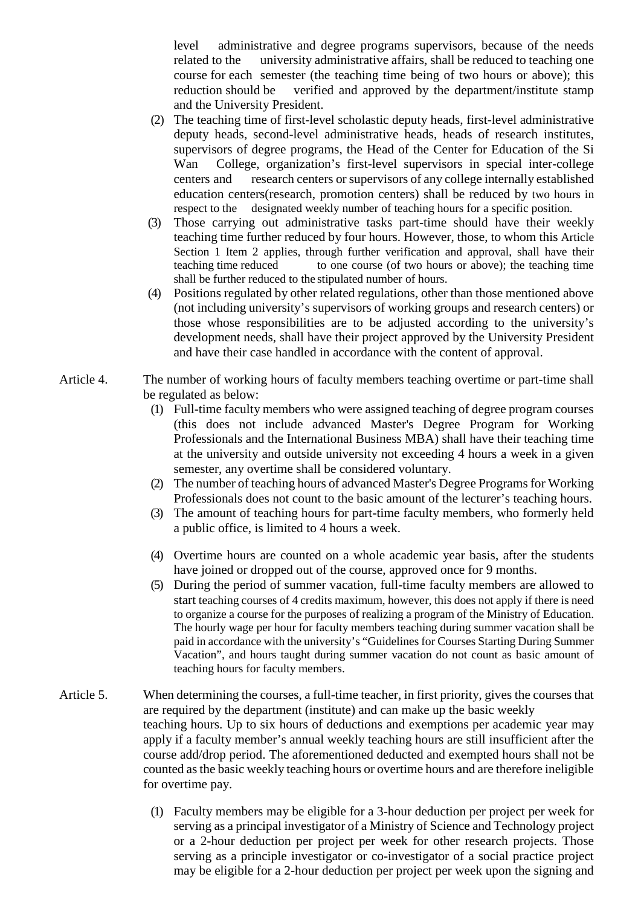level administrative and degree programs supervisors, because of the needs related to the university administrative affairs, shall be reduced to teaching one course for each semester (the teaching time being of two hours or above); this reduction should be verified and approved by the department/institute stamp and the University President.

(2) The teaching time of first-level scholastic deputy heads, first-level administrative deputy heads, second-level administrative heads, heads of research institutes, supervisors of degree programs, the Head of the Center for Education of the Si Wan College, organization's first-level supervisors in special inter-college centers and research centers or supervisors of any college internally established education centers(research, promotion centers) shall be reduced by two hours in respect to the designated weekly number of teaching hours for a specific position.

(3) Those carrying out administrative tasks part-time should have their weekly teaching time further reduced by four hours. However, those, to whom this Article Section 1 Item 2 applies, through further verification and approval, shall have their teaching time reduced to one course (of two hours or above); the teaching time shall be further reduced to the stipulated number of hours.

(4) Positions regulated by other related regulations, other than those mentioned above (not including university's supervisors of working groups and research centers) or those whose responsibilities are to be adjusted according to the university's development needs, shall have their project approved by the University President and have their case handled in accordance with the content of approval.

Article 4. The number of working hours of faculty members teaching overtime or part-time shall be regulated as below:

(1) Full-time faculty members who were assigned teaching of degree program courses (this does not include advanced Master's Degree Program for Working Professionals and the International Business MBA) shall have their teaching time at the university and outside university not exceeding 4 hours a week in a given semester, any overtime shall be considered voluntary.

(2) The number of teaching hours of advanced Master's Degree Programs for Working Professionals does not count to the basic amount of the lecturer's teaching hours.

(3) The amount of teaching hours for part-time faculty members, who formerly held a public office, is limited to 4 hours a week.

(4) Overtime hours are counted on a whole academic year basis, after the students have joined or dropped out of the course, approved once for 9 months.

(5) During the period of summer vacation, full-time faculty members are allowed to start teaching courses of 4 credits maximum, however, this does not apply if there is need to organize a course for the purposes of realizing a program of the Ministry of Education. The hourly wage per hour for faculty members teaching during summer vacation shall be paid in accordance with the university's "Guidelines for Courses Starting During Summer Vacation", and hours taught during summer vacation do not count as basic amount of teaching hours for faculty members.

Article 5. When determining the courses, a full-time teacher, in first priority, gives the courses that are required by the department (institute) and can make up the basic weekly teaching hours. Up to six hours of deductions and exemptions per academic year may apply if a faculty member's annual weekly teaching hours are still insufficient after the course add/drop period. The aforementioned deducted and exempted hours shall not be counted as the basic weekly teaching hours or overtime hours and are therefore ineligible for overtime pay.

(1) Faculty members may be eligible for a 3-hour deduction per project per week for serving as a principal investigator of a Ministry of Science and Technology project or a 2-hour deduction per project per week for other research projects. Those serving as a principle investigator or co-investigator of a social practice project may be eligible for a 2-hour deduction per project per week upon the signing and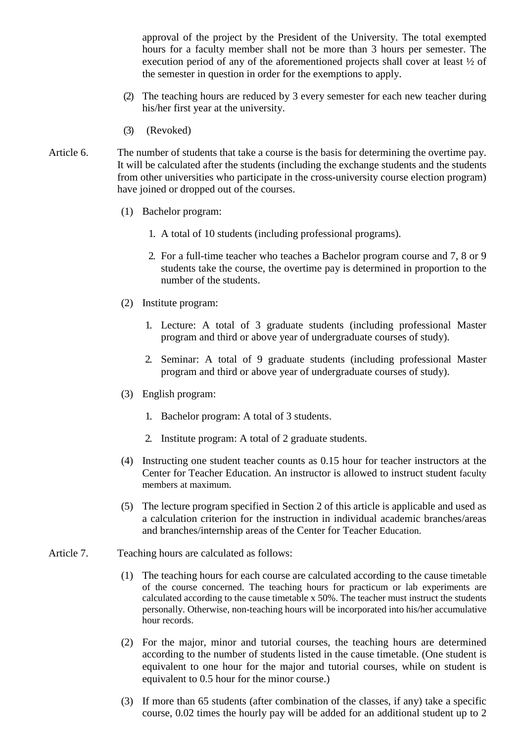approval of the project by the President of the University. The total exempted hours for a faculty member shall not be more than 3 hours per semester. The execution period of any of the aforementioned projects shall cover at least ½ of the semester in question in order for the exemptions to apply.

(2) The teaching hours are reduced by 3 every semester for each new teacher during his/her first year at the university.

(3) (Revoked)

Article 6. The number of students that take a course is the basis for determining the overtime pay. It will be calculated after the students (including the exchange students and the students from other universities who participate in the cross-university course election program) have joined or dropped out of the courses.

(1) Bachelor program:

1. A total of 10 students (including professional programs).
2. For a full-time teacher who teaches a Bachelor program course and 7, 8 or 9 students take the course, the overtime pay is determined in proportion to the number of the students.

(2) Institute program:

1. Lecture: A total of 3 graduate students (including professional Master program and third or above year of undergraduate courses of study).
2. Seminar: A total of 9 graduate students (including professional Master program and third or above year of undergraduate courses of study).

(3) English program:

1. Bachelor program: A total of 3 students.
2. Institute program: A total of 2 graduate students.

(4) Instructing one student teacher counts as 0.15 hour for teacher instructors at the Center for Teacher Education. An instructor is allowed to instruct student faculty members at maximum.

(5) The lecture program specified in Section 2 of this article is applicable and used as a calculation criterion for the instruction in individual academic branches/areas and branches/internship areas of the Center for Teacher Education.

Article 7. Teaching hours are calculated as follows:

(1) The teaching hours for each course are calculated according to the cause timetable of the course concerned. The teaching hours for practicum or lab experiments are calculated according to the cause timetable x 50%. The teacher must instruct the students personally. Otherwise, non-teaching hours will be incorporated into his/her accumulative hour records.

(2) For the major, minor and tutorial courses, the teaching hours are determined according to the number of students listed in the cause timetable. (One student is equivalent to one hour for the major and tutorial courses, while on student is equivalent to 0.5 hour for the minor course.)

(3) If more than 65 students (after combination of the classes, if any) take a specific course, 0.02 times the hourly pay will be added for an additional student up to 2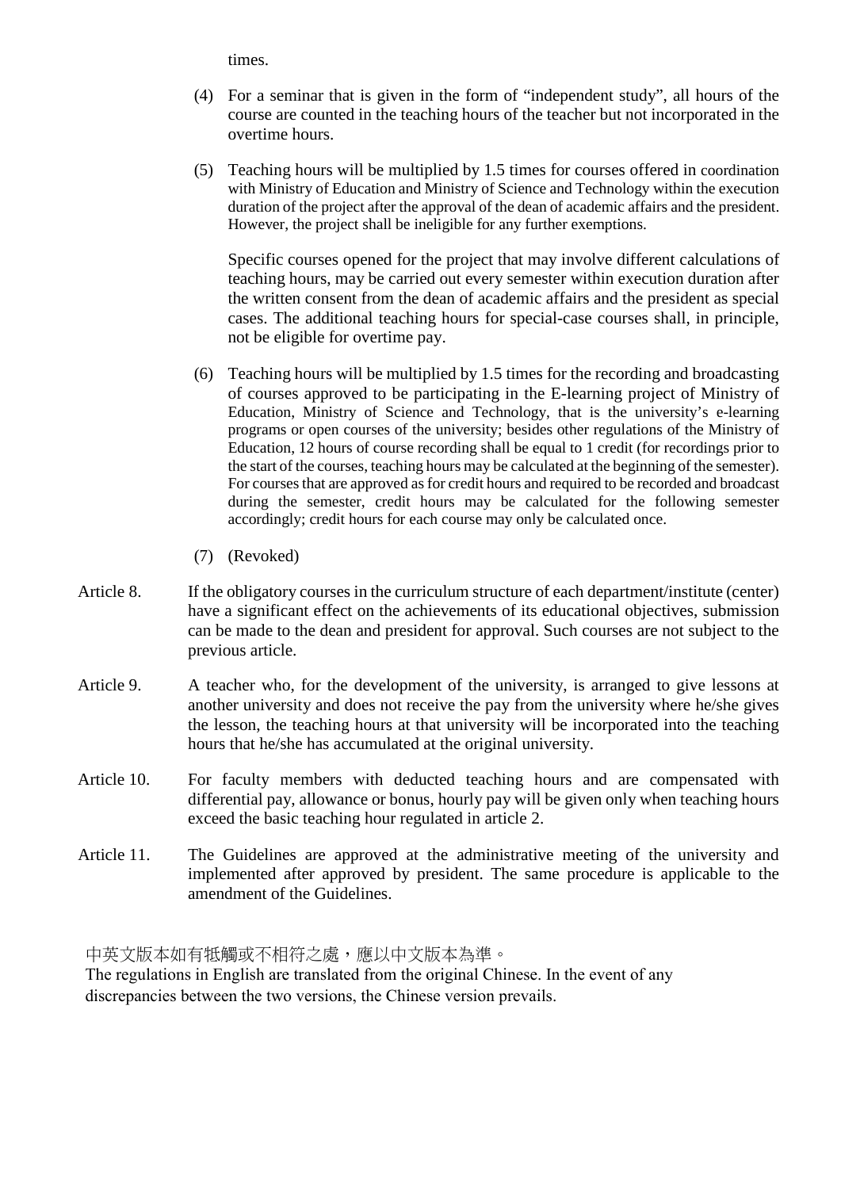times.

(4) For a seminar that is given in the form of "independent study", all hours of the course are counted in the teaching hours of the teacher but not incorporated in the overtime hours.

(5) Teaching hours will be multiplied by 1.5 times for courses offered in coordination with Ministry of Education and Ministry of Science and Technology within the execution duration of the project after the approval of the dean of academic affairs and the president. However, the project shall be ineligible for any further exemptions.

Specific courses opened for the project that may involve different calculations of teaching hours, may be carried out every semester within execution duration after the written consent from the dean of academic affairs and the president as special cases. The additional teaching hours for special-case courses shall, in principle, not be eligible for overtime pay.

(6) Teaching hours will be multiplied by 1.5 times for the recording and broadcasting of courses approved to be participating in the E-learning project of Ministry of Education, Ministry of Science and Technology, that is the university's e-learning programs or open courses of the university; besides other regulations of the Ministry of Education, 12 hours of course recording shall be equal to 1 credit (for recordings prior to the start of the courses, teaching hours may be calculated at the beginning of the semester). For courses that are approved as for credit hours and required to be recorded and broadcast during the semester, credit hours may be calculated for the following semester accordingly; credit hours for each course may only be calculated once.

(7) (Revoked)

Article 8. If the obligatory courses in the curriculum structure of each department/institute (center) have a significant effect on the achievements of its educational objectives, submission can be made to the dean and president for approval. Such courses are not subject to the previous article.

Article 9. A teacher who, for the development of the university, is arranged to give lessons at another university and does not receive the pay from the university where he/she gives the lesson, the teaching hours at that university will be incorporated into the teaching hours that he/she has accumulated at the original university.

Article 10. For faculty members with deducted teaching hours and are compensated with differential pay, allowance or bonus, hourly pay will be given only when teaching hours exceed the basic teaching hour regulated in article 2.

Article 11. The Guidelines are approved at the administrative meeting of the university and implemented after approved by president. The same procedure is applicable to the amendment of the Guidelines.

中英文版本如有牴觸或不相符之處，應以中文版本為準。
The regulations in English are translated from the original Chinese. In the event of any discrepancies between the two versions, the Chinese version prevails.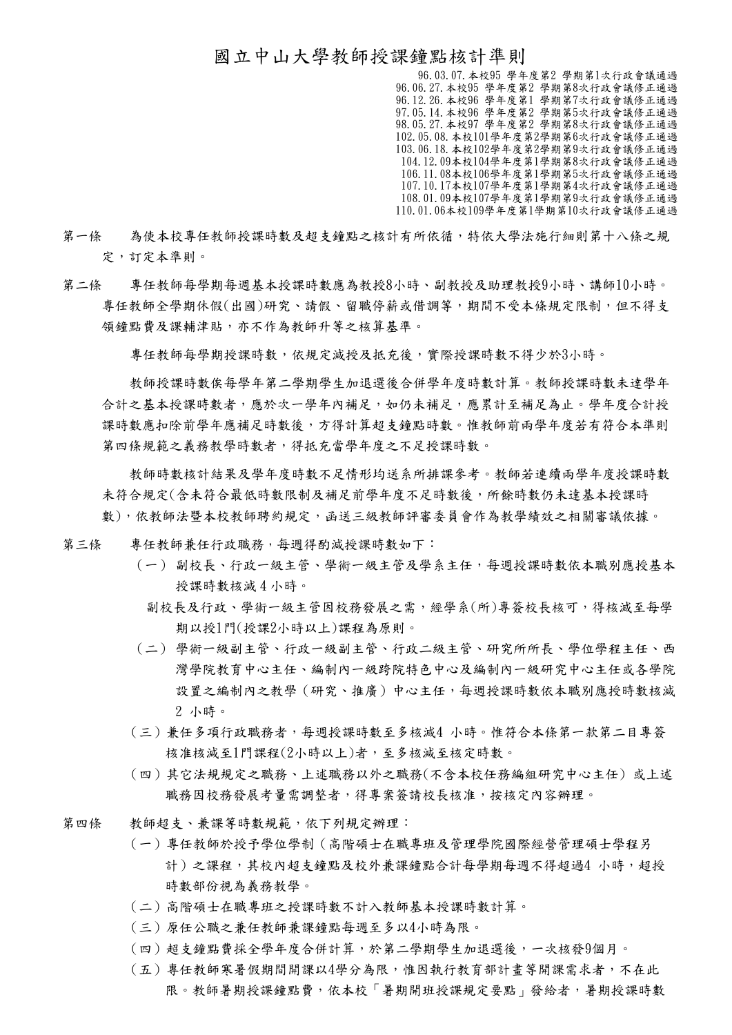# 國立中山大學教師授課鐘點核計準則

96.03.07.本校95 學年度第2 學期第1次行政會議通過
96.06.27.本校95 學年度第2 學期第8次行政會議修正通過
96.12.26.本校96 學年度第1 學期第7次行政會議修正通過
97.05.14.本校96 學年度第2 學期第5次行政會議修正通過
98.05.27.本校97 學年度第2 學期第8次行政會議修正通過
102.05.08.本校101學年度第2學期第6次行政會議修正通過
103.06.18.本校102學年度第2學期第9次行政會議修正通過
104.12.09本校104學年度第1學期第8次行政會議修正通過
106.11.08本校106學年度第1學期第5次行政會議修正通過
107.10.17本校107學年度第1學期第4次行政會議修正通過
108.01.09本校107學年度第1學期第9次行政會議修正通過
110.01.06本校109學年度第1學期第10次行政會議修正通過

第一條　為使本校專任教師授課時數及超支鐘點之核計有所依循，特依大學法施行細則第十八條之規定，訂定本準則。

第二條　專任教師每學期每週基本授課時數應為教授8小時、副教授及助理教授9小時、講師10小時。專任教師全學期休假(出國)研究、請假、留職停薪或借調等，期間不受本條規定限制，但不得支領鐘點費及課輔津貼，亦不作為教師升等之核算基準。

專任教師每學期授課時數，依規定減授及抵充後，實際授課時數不得少於3小時。

教師授課時數俟每學年第二學期學生加退選後合併學年度時數計算。教師授課時數未達學年合計之基本授課時數者，應於次一學年內補足，如仍未補足，應累計至補足為止。學年度合計授課時數應扣除前學年應補足時數後，方得計算超支鐘點時數。惟教師前兩學年度若有符合本準則第四條規範之義務教學時數者，得抵充當學年度之不足授課時數。

教師時數核計結果及學年度時數不足情形均送系所排課參考。教師若連續兩學年度授課時數未符合規定(含未符合最低時數限制及補足前學年度不足時數後，所餘時數仍未達基本授課時數)，依教師法暨本校教師聘約規定，函送三級教師評審委員會作為教學績效之相關審議依據。

第三條　專任教師兼任行政職務，每週得酌減授課時數如下：

（一）副校長、行政一級主管、學術一級主管及學系主任，每週授課時數依本職別應授基本授課時數核減 4 小時。

副校長及行政、學術一級主管因校務發展之需，經學系(所)專簽校長核可，得核減至每學期以授1門(授課2小時以上)課程為原則。

（二）學術一級副主管、行政一級副主管、行政二級主管、研究所所長、學位學程主任、西灣學院教育中心主任、編制內一級跨院特色中心及編制內一級研究中心主任或各學院設置之編制內之教學（研究、推廣）中心主任，每週授課時數依本職別應授時數核減 2 小時。

（三）兼任多項行政職務者，每週授課時數至多核減4 小時。惟符合本條第一款第二目專簽核准核減至1門課程(2小時以上)者，至多核減至核定時數。

（四）其它法規規定之職務、上述職務以外之職務(不含本校任務編組研究中心主任) 或上述職務因校務發展考量需調整者，得專案簽請校長核准，按核定內容辦理。

第四條　教師超支、兼課等時數規範，依下列規定辦理：

（一）專任教師於授予學位學制（高階碩士在職專班及管理學院國際經營管理碩士學程另計）之課程，其校內超支鐘點及校外兼課鐘點合計每學期每週不得超過4 小時，超授時數部份視為義務教學。

（二）高階碩士在職專班之授課時數不計入教師基本授課時數計算。

（三）原任公職之兼任教師兼課鐘點每週至多以4小時為限。

（四）超支鐘點費採全學年度合併計算，於第二學期學生加退選後，一次核發9個月。

（五）專任教師寒暑假期間開課以4學分為限，惟因執行教育部計畫等開課需求者，不在此限。教師暑期授課鐘點費，依本校「暑期開班授課規定要點」發給者，暑期授課時數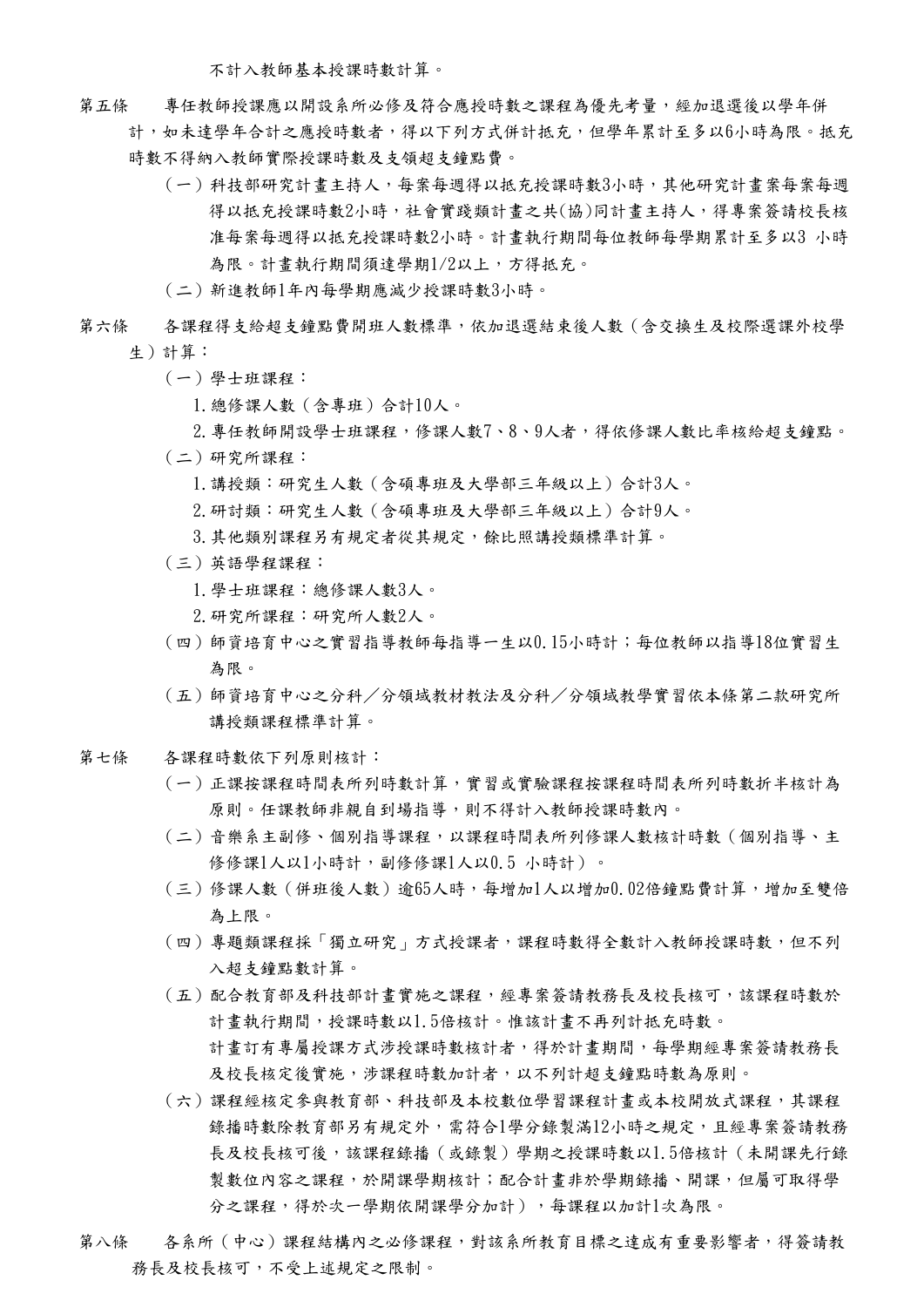不計入教師基本授課時數計算。

第五條　專任教師授課應以開設系所必修及符合應授時數之課程為優先考量，經加退選後以學年併計，如未達學年合計之應授時數者，得以下列方式併計抵充，但學年累計至多以6小時為限。抵充時數不得納入教師實際授課時數及支領超支鐘點費。

（一）科技部研究計畫主持人，每案每週得以抵充授課時數3小時，其他研究計畫案每案每週得以抵充授課時數2小時，社會實踐類計畫之共(協)同計畫主持人，得專案簽請校長核准每案每週得以抵充授課時數2小時。計畫執行期間每位教師每學期累計至多以3 小時為限。計畫執行期間須達學期1/2以上，方得抵充。

（二）新進教師1年內每學期應減少授課時數3小時。

第六條　各課程得支給超支鐘點費開班人數標準，依加退選結束後人數（含交換生及校際選課外校學生）計算：

（一）學士班課程：

1.總修課人數（含專班）合計10人。

2.專任教師開設學士班課程，修課人數7、8、9人者，得依修課人數比率核給超支鐘點。

（二）研究所課程：

1.講授類：研究生人數（含碩專班及大學部三年級以上）合計3人。

2.研討類：研究生人數（含碩專班及大學部三年級以上）合計9人。

3.其他類別課程另有規定者從其規定，餘比照講授類標準計算。

（三）英語學程課程：

1.學士班課程：總修課人數3人。

2.研究所課程：研究所人數2人。

（四）師資培育中心之實習指導教師每指導一生以0.15小時計；每位教師以指導18位實習生為限。

（五）師資培育中心之分科／分領域教材教法及分科／分領域教學實習依本條第二款研究所講授類課程標準計算。

第七條　各課程時數依下列原則核計：

（一）正課按課程時間表所列時數計算，實習或實驗課程按課程時間表所列時數折半核計為原則。任課教師非親自到場指導，則不得計入教師授課時數內。

（二）音樂系主副修、個別指導課程，以課程時間表所列修課人數核計時數（個別指導、主修修課1人以1小時計，副修修課1人以0.5 小時計）。

（三）修課人數（併班後人數）逾65人時，每增加1人以增加0.02倍鐘點費計算，增加至雙倍為上限。

（四）專題類課程採「獨立研究」方式授課者，課程時數得全數計入教師授課時數，但不列入超支鐘點數計算。

（五）配合教育部及科技部計畫實施之課程，經專案簽請教務長及校長核可，該課程時數於計畫執行期間，授課時數以1.5倍核計。惟該計畫不再列計抵充時數。

計畫訂有專屬授課方式涉授課時數核計者，得於計畫期間，每學期經專案簽請教務長及校長核定後實施，涉課程時數加計者，以不列計超支鐘點時數為原則。

（六）課程經核定參與教育部、科技部及本校數位學習課程計畫或本校開放式課程，其課程錄播時數除教育部另有規定外，需符合1學分錄製滿12小時之規定，且經專案簽請教務長及校長核可後，該課程錄播（或錄製）學期之授課時數以1.5倍核計（未開課先行錄製數位內容之課程，於開課學期核計；配合計畫非於學期錄播、開課，但屬可取得學分之課程，得於次一學期依開課學分加計），每課程以加計1次為限。

第八條　各系所（中心）課程結構內之必修課程，對該系所教育目標之達成有重要影響者，得簽請教務長及校長核可，不受上述規定之限制。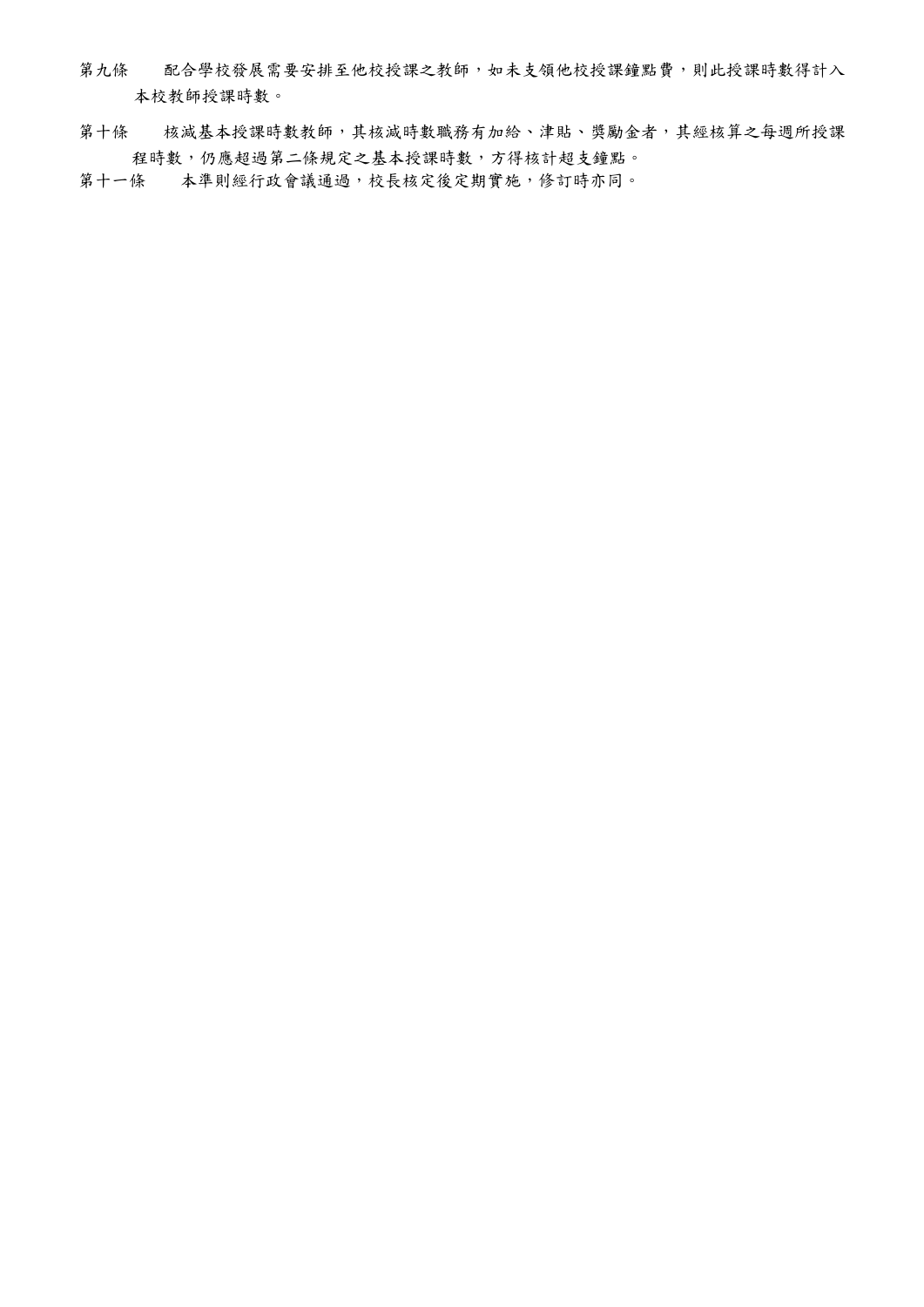第九條　　配合學校發展需要安排至他校授課之教師，如未支領他校授課鐘點費，則此授課時數得計入本校教師授課時數。

第十條　　核減基本授課時數教師，其核減時數職務有加給、津貼、獎勵金者，其經核算之每週所授課程時數，仍應超過第二條規定之基本授課時數，方得核計超支鐘點。

第十一條　　本準則經行政會議通過，校長核定後定期實施，修訂時亦同。